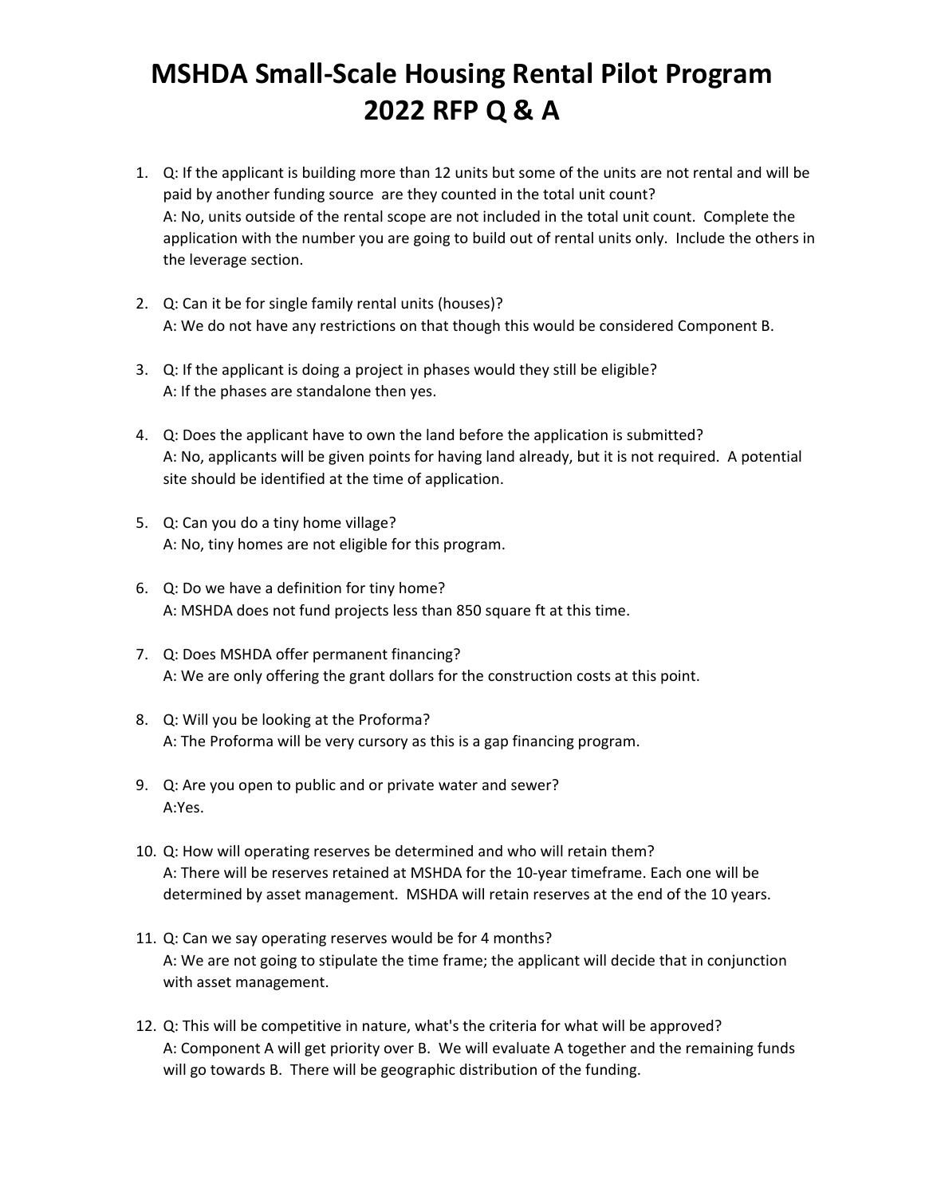# MSHDA Small-Scale Housing Rental Pilot Program 2022 RFP Q & A

1. Q: If the applicant is building more than 12 units but some of the units are not rental and will be paid by another funding source are they counted in the total unit count?
   A: No, units outside of the rental scope are not included in the total unit count. Complete the application with the number you are going to build out of rental units only. Include the others in the leverage section.

2. Q: Can it be for single family rental units (houses)?
   A: We do not have any restrictions on that though this would be considered Component B.

3. Q: If the applicant is doing a project in phases would they still be eligible?
   A: If the phases are standalone then yes.

4. Q: Does the applicant have to own the land before the application is submitted?
   A: No, applicants will be given points for having land already, but it is not required. A potential site should be identified at the time of application.

5. Q: Can you do a tiny home village?
   A: No, tiny homes are not eligible for this program.

6. Q: Do we have a definition for tiny home?
   A: MSHDA does not fund projects less than 850 square ft at this time.

7. Q: Does MSHDA offer permanent financing?
   A: We are only offering the grant dollars for the construction costs at this point.

8. Q: Will you be looking at the Proforma?
   A: The Proforma will be very cursory as this is a gap financing program.

9. Q: Are you open to public and or private water and sewer?
   A:Yes.

10. Q: How will operating reserves be determined and who will retain them?
    A: There will be reserves retained at MSHDA for the 10-year timeframe. Each one will be determined by asset management. MSHDA will retain reserves at the end of the 10 years.

11. Q: Can we say operating reserves would be for 4 months?
    A: We are not going to stipulate the time frame; the applicant will decide that in conjunction with asset management.

12. Q: This will be competitive in nature, what's the criteria for what will be approved?
    A: Component A will get priority over B. We will evaluate A together and the remaining funds will go towards B. There will be geographic distribution of the funding.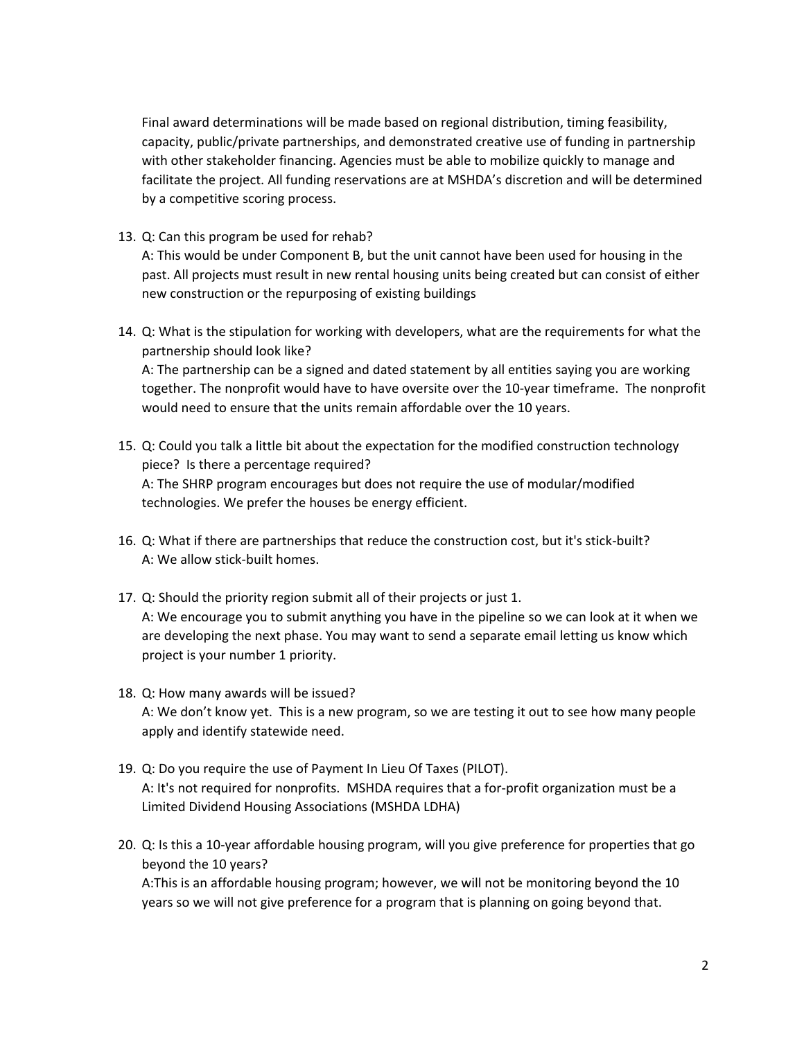Final award determinations will be made based on regional distribution, timing feasibility, capacity, public/private partnerships, and demonstrated creative use of funding in partnership with other stakeholder financing. Agencies must be able to mobilize quickly to manage and facilitate the project. All funding reservations are at MSHDA's discretion and will be determined by a competitive scoring process.

13. Q: Can this program be used for rehab?
    A: This would be under Component B, but the unit cannot have been used for housing in the past. All projects must result in new rental housing units being created but can consist of either new construction or the repurposing of existing buildings

14. Q: What is the stipulation for working with developers, what are the requirements for what the partnership should look like?
    A: The partnership can be a signed and dated statement by all entities saying you are working together. The nonprofit would have to have oversite over the 10-year timeframe. The nonprofit would need to ensure that the units remain affordable over the 10 years.

15. Q: Could you talk a little bit about the expectation for the modified construction technology piece? Is there a percentage required?
    A: The SHRP program encourages but does not require the use of modular/modified technologies. We prefer the houses be energy efficient.

16. Q: What if there are partnerships that reduce the construction cost, but it's stick-built?
    A: We allow stick-built homes.

17. Q: Should the priority region submit all of their projects or just 1.
    A: We encourage you to submit anything you have in the pipeline so we can look at it when we are developing the next phase. You may want to send a separate email letting us know which project is your number 1 priority.

18. Q: How many awards will be issued?
    A: We don't know yet. This is a new program, so we are testing it out to see how many people apply and identify statewide need.

19. Q: Do you require the use of Payment In Lieu Of Taxes (PILOT).
    A: It's not required for nonprofits. MSHDA requires that a for-profit organization must be a Limited Dividend Housing Associations (MSHDA LDHA)

20. Q: Is this a 10-year affordable housing program, will you give preference for properties that go beyond the 10 years?
    A:This is an affordable housing program; however, we will not be monitoring beyond the 10 years so we will not give preference for a program that is planning on going beyond that.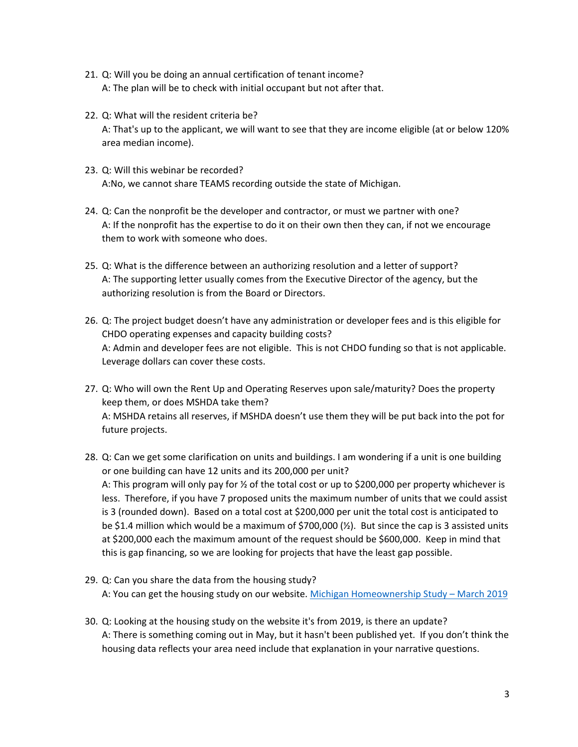21. Q: Will you be doing an annual certification of tenant income?
    A: The plan will be to check with initial occupant but not after that.

22. Q: What will the resident criteria be?
    A: That's up to the applicant, we will want to see that they are income eligible (at or below 120% area median income).

23. Q: Will this webinar be recorded?
    A:No, we cannot share TEAMS recording outside the state of Michigan.

24. Q: Can the nonprofit be the developer and contractor, or must we partner with one?
    A: If the nonprofit has the expertise to do it on their own then they can, if not we encourage them to work with someone who does.

25. Q: What is the difference between an authorizing resolution and a letter of support?
    A: The supporting letter usually comes from the Executive Director of the agency, but the authorizing resolution is from the Board or Directors.

26. Q: The project budget doesn't have any administration or developer fees and is this eligible for CHDO operating expenses and capacity building costs?
    A: Admin and developer fees are not eligible. This is not CHDO funding so that is not applicable. Leverage dollars can cover these costs.

27. Q: Who will own the Rent Up and Operating Reserves upon sale/maturity? Does the property keep them, or does MSHDA take them?
    A: MSHDA retains all reserves, if MSHDA doesn't use them they will be put back into the pot for future projects.

28. Q: Can we get some clarification on units and buildings. I am wondering if a unit is one building or one building can have 12 units and its 200,000 per unit?
    A: This program will only pay for ½ of the total cost or up to $200,000 per property whichever is less. Therefore, if you have 7 proposed units the maximum number of units that we could assist is 3 (rounded down). Based on a total cost at $200,000 per unit the total cost is anticipated to be $1.4 million which would be a maximum of $700,000 (½). But since the cap is 3 assisted units at $200,000 each the maximum amount of the request should be $600,000. Keep in mind that this is gap financing, so we are looking for projects that have the least gap possible.

29. Q: Can you share the data from the housing study?
    A: You can get the housing study on our website. [Michigan Homeownership Study – March 2019]

30. Q: Looking at the housing study on the website it's from 2019, is there an update?
    A: There is something coming out in May, but it hasn't been published yet. If you don't think the housing data reflects your area need include that explanation in your narrative questions.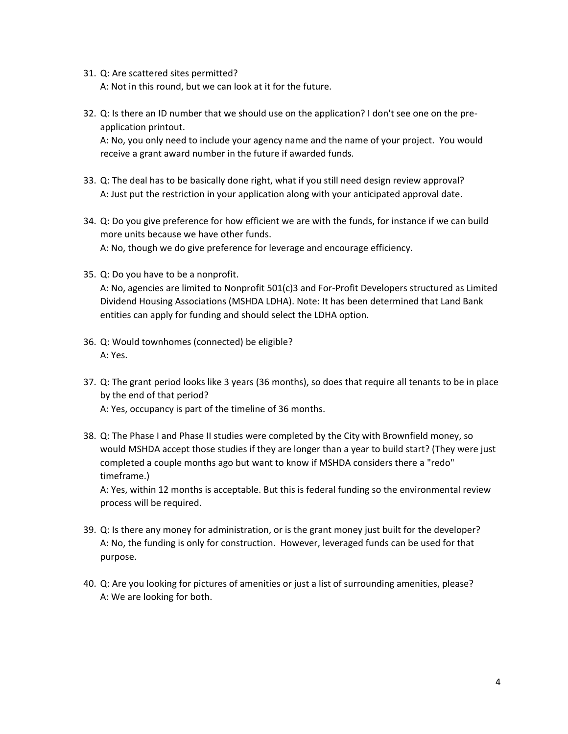31. Q: Are scattered sites permitted?
    A: Not in this round, but we can look at it for the future.

32. Q: Is there an ID number that we should use on the application? I don't see one on the pre-application printout.
    A: No, you only need to include your agency name and the name of your project. You would receive a grant award number in the future if awarded funds.

33. Q: The deal has to be basically done right, what if you still need design review approval?
    A: Just put the restriction in your application along with your anticipated approval date.

34. Q: Do you give preference for how efficient we are with the funds, for instance if we can build more units because we have other funds.
    A: No, though we do give preference for leverage and encourage efficiency.

35. Q: Do you have to be a nonprofit.
    A: No, agencies are limited to Nonprofit 501(c)3 and For-Profit Developers structured as Limited Dividend Housing Associations (MSHDA LDHA). Note: It has been determined that Land Bank entities can apply for funding and should select the LDHA option.

36. Q: Would townhomes (connected) be eligible?
    A: Yes.

37. Q: The grant period looks like 3 years (36 months), so does that require all tenants to be in place by the end of that period?
    A: Yes, occupancy is part of the timeline of 36 months.

38. Q: The Phase I and Phase II studies were completed by the City with Brownfield money, so would MSHDA accept those studies if they are longer than a year to build start? (They were just completed a couple months ago but want to know if MSHDA considers there a "redo" timeframe.)
    A: Yes, within 12 months is acceptable. But this is federal funding so the environmental review process will be required.

39. Q: Is there any money for administration, or is the grant money just built for the developer?
    A: No, the funding is only for construction. However, leveraged funds can be used for that purpose.

40. Q: Are you looking for pictures of amenities or just a list of surrounding amenities, please?
    A: We are looking for both.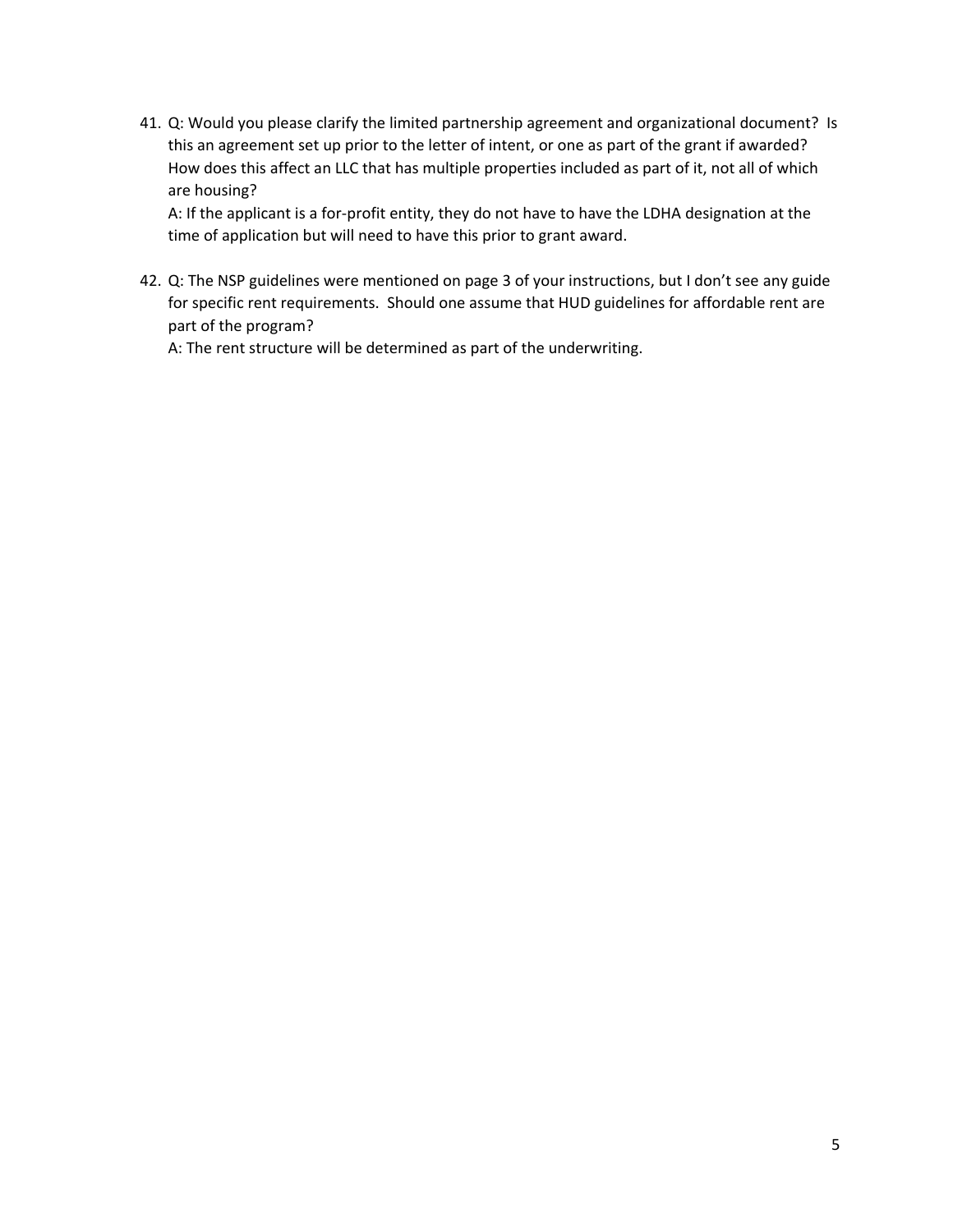41. Q: Would you please clarify the limited partnership agreement and organizational document? Is this an agreement set up prior to the letter of intent, or one as part of the grant if awarded? How does this affect an LLC that has multiple properties included as part of it, not all of which are housing?
    
    A: If the applicant is a for-profit entity, they do not have to have the LDHA designation at the time of application but will need to have this prior to grant award.

42. Q: The NSP guidelines were mentioned on page 3 of your instructions, but I don't see any guide for specific rent requirements. Should one assume that HUD guidelines for affordable rent are part of the program?
    
    A: The rent structure will be determined as part of the underwriting.